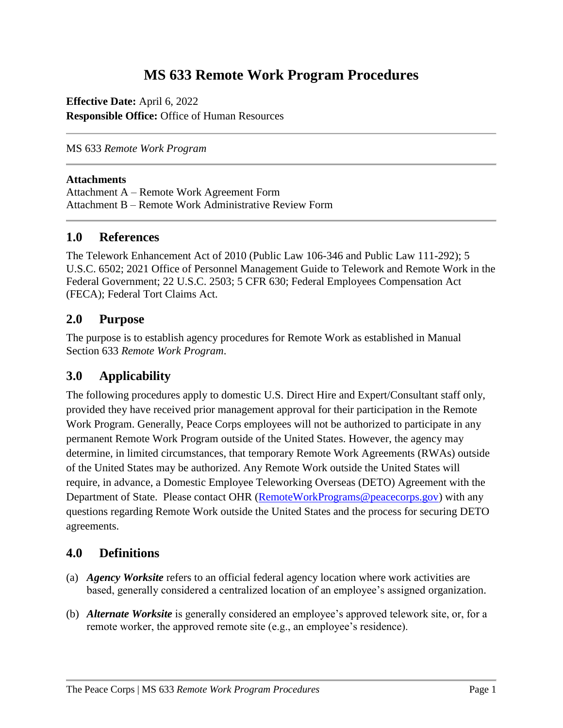# MS 633 Remote Work Program Procedures

**Effective Date:** April 6, 2022
**Responsible Office:** Office of Human Resources

---

MS 633 *Remote Work Program*

---

**Attachments**
Attachment A – Remote Work Agreement Form
Attachment B – Remote Work Administrative Review Form

---

## 1.0 References

The Telework Enhancement Act of 2010 (Public Law 106-346 and Public Law 111-292); 5 U.S.C. 6502; 2021 Office of Personnel Management Guide to Telework and Remote Work in the Federal Government; 22 U.S.C. 2503; 5 CFR 630; Federal Employees Compensation Act (FECA); Federal Tort Claims Act.

## 2.0 Purpose

The purpose is to establish agency procedures for Remote Work as established in Manual Section 633 *Remote Work Program*.

## 3.0 Applicability

The following procedures apply to domestic U.S. Direct Hire and Expert/Consultant staff only, provided they have received prior management approval for their participation in the Remote Work Program. Generally, Peace Corps employees will not be authorized to participate in any permanent Remote Work Program outside of the United States. However, the agency may determine, in limited circumstances, that temporary Remote Work Agreements (RWAs) outside of the United States may be authorized. Any Remote Work outside the United States will require, in advance, a Domestic Employee Teleworking Overseas (DETO) Agreement with the Department of State. Please contact OHR (RemoteWorkPrograms@peacecorps.gov) with any questions regarding Remote Work outside the United States and the process for securing DETO agreements.

## 4.0 Definitions

(a) ***Agency Worksite*** refers to an official federal agency location where work activities are based, generally considered a centralized location of an employee's assigned organization.

(b) ***Alternate Worksite*** is generally considered an employee's approved telework site, or, for a remote worker, the approved remote site (e.g., an employee's residence).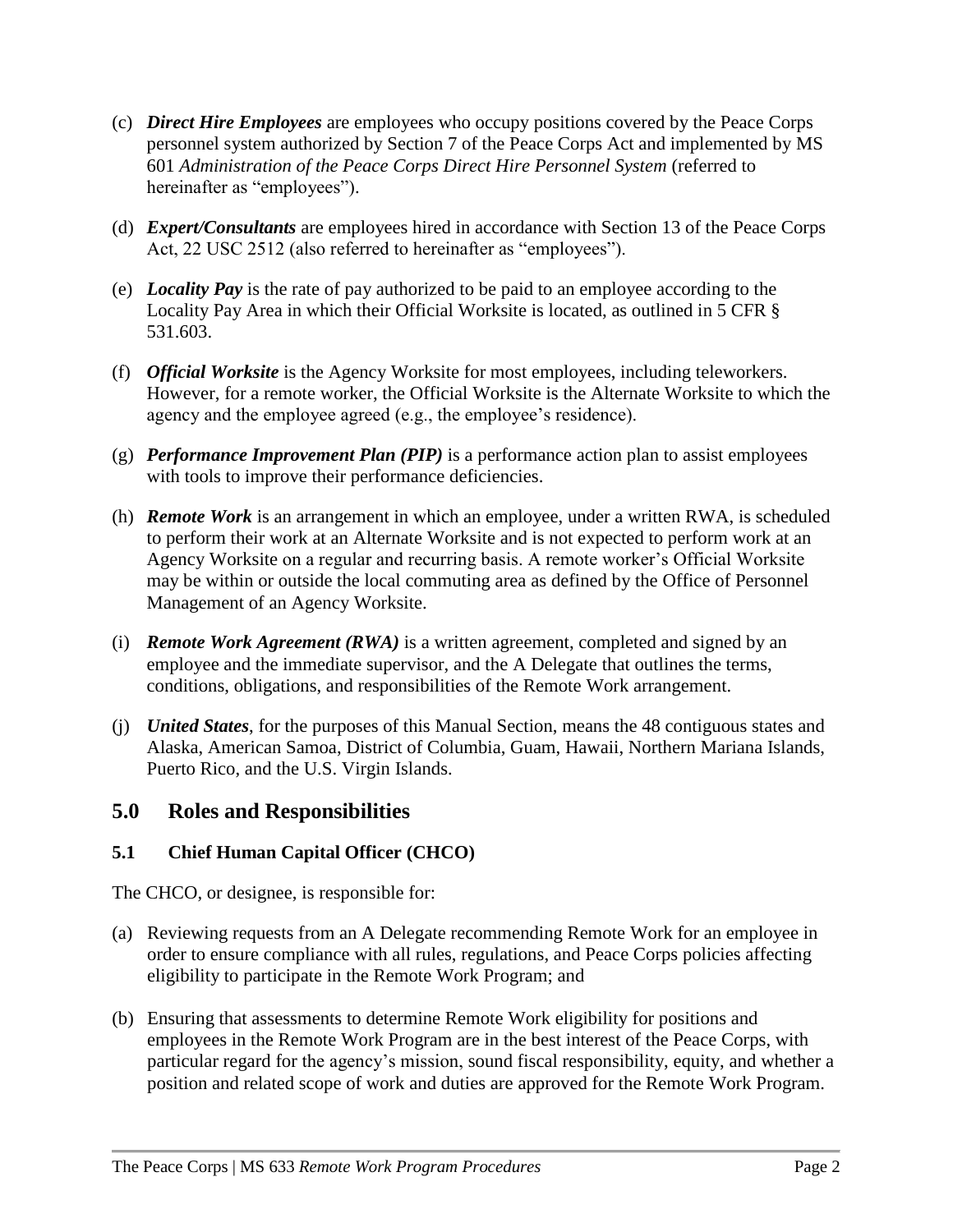(c) ***Direct Hire Employees*** are employees who occupy positions covered by the Peace Corps personnel system authorized by Section 7 of the Peace Corps Act and implemented by MS 601 *Administration of the Peace Corps Direct Hire Personnel System* (referred to hereinafter as "employees").

(d) ***Expert/Consultants*** are employees hired in accordance with Section 13 of the Peace Corps Act, 22 USC 2512 (also referred to hereinafter as "employees").

(e) ***Locality Pay*** is the rate of pay authorized to be paid to an employee according to the Locality Pay Area in which their Official Worksite is located, as outlined in 5 CFR § 531.603.

(f) ***Official Worksite*** is the Agency Worksite for most employees, including teleworkers. However, for a remote worker, the Official Worksite is the Alternate Worksite to which the agency and the employee agreed (e.g., the employee's residence).

(g) ***Performance Improvement Plan (PIP)*** is a performance action plan to assist employees with tools to improve their performance deficiencies.

(h) ***Remote Work*** is an arrangement in which an employee, under a written RWA, is scheduled to perform their work at an Alternate Worksite and is not expected to perform work at an Agency Worksite on a regular and recurring basis. A remote worker's Official Worksite may be within or outside the local commuting area as defined by the Office of Personnel Management of an Agency Worksite.

(i) ***Remote Work Agreement (RWA)*** is a written agreement, completed and signed by an employee and the immediate supervisor, and the A Delegate that outlines the terms, conditions, obligations, and responsibilities of the Remote Work arrangement.

(j) ***United States***, for the purposes of this Manual Section, means the 48 contiguous states and Alaska, American Samoa, District of Columbia, Guam, Hawaii, Northern Mariana Islands, Puerto Rico, and the U.S. Virgin Islands.

## 5.0 Roles and Responsibilities

### 5.1 Chief Human Capital Officer (CHCO)

The CHCO, or designee, is responsible for:

(a) Reviewing requests from an A Delegate recommending Remote Work for an employee in order to ensure compliance with all rules, regulations, and Peace Corps policies affecting eligibility to participate in the Remote Work Program; and

(b) Ensuring that assessments to determine Remote Work eligibility for positions and employees in the Remote Work Program are in the best interest of the Peace Corps, with particular regard for the agency's mission, sound fiscal responsibility, equity, and whether a position and related scope of work and duties are approved for the Remote Work Program.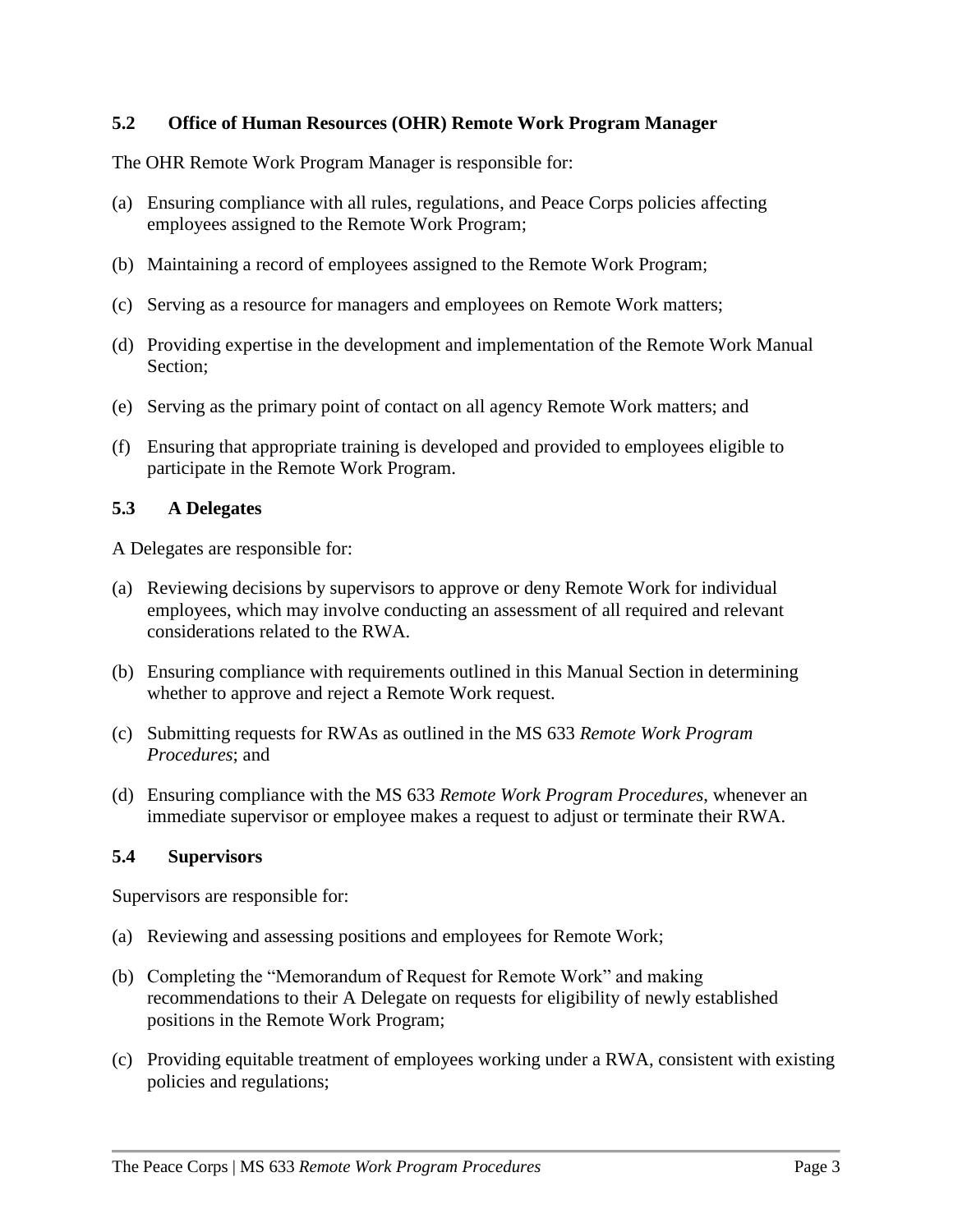### 5.2 Office of Human Resources (OHR) Remote Work Program Manager

The OHR Remote Work Program Manager is responsible for:

(a) Ensuring compliance with all rules, regulations, and Peace Corps policies affecting employees assigned to the Remote Work Program;

(b) Maintaining a record of employees assigned to the Remote Work Program;

(c) Serving as a resource for managers and employees on Remote Work matters;

(d) Providing expertise in the development and implementation of the Remote Work Manual Section;

(e) Serving as the primary point of contact on all agency Remote Work matters; and

(f) Ensuring that appropriate training is developed and provided to employees eligible to participate in the Remote Work Program.

### 5.3 A Delegates

A Delegates are responsible for:

(a) Reviewing decisions by supervisors to approve or deny Remote Work for individual employees, which may involve conducting an assessment of all required and relevant considerations related to the RWA.

(b) Ensuring compliance with requirements outlined in this Manual Section in determining whether to approve and reject a Remote Work request.

(c) Submitting requests for RWAs as outlined in the MS 633 *Remote Work Program Procedures*; and

(d) Ensuring compliance with the MS 633 *Remote Work Program Procedures*, whenever an immediate supervisor or employee makes a request to adjust or terminate their RWA.

### 5.4 Supervisors

Supervisors are responsible for:

(a) Reviewing and assessing positions and employees for Remote Work;

(b) Completing the "Memorandum of Request for Remote Work" and making recommendations to their A Delegate on requests for eligibility of newly established positions in the Remote Work Program;

(c) Providing equitable treatment of employees working under a RWA, consistent with existing policies and regulations;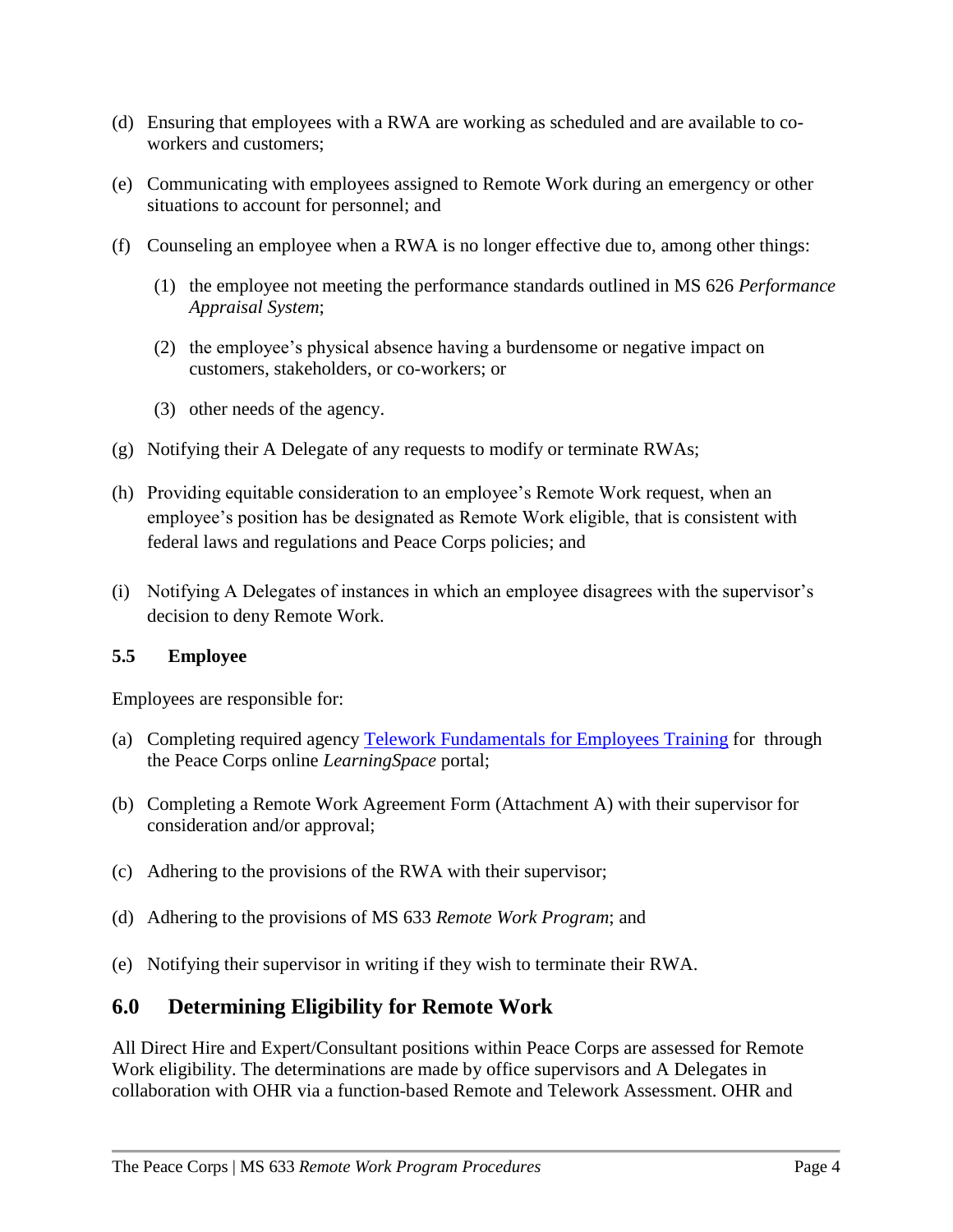(d) Ensuring that employees with a RWA are working as scheduled and are available to co-workers and customers;

(e) Communicating with employees assigned to Remote Work during an emergency or other situations to account for personnel; and

(f) Counseling an employee when a RWA is no longer effective due to, among other things:

  (1) the employee not meeting the performance standards outlined in MS 626 *Performance Appraisal System*;

  (2) the employee's physical absence having a burdensome or negative impact on customers, stakeholders, or co-workers; or

  (3) other needs of the agency.

(g) Notifying their A Delegate of any requests to modify or terminate RWAs;

(h) Providing equitable consideration to an employee's Remote Work request, when an employee's position has be designated as Remote Work eligible, that is consistent with federal laws and regulations and Peace Corps policies; and

(i) Notifying A Delegates of instances in which an employee disagrees with the supervisor's decision to deny Remote Work.

### 5.5 Employee

Employees are responsible for:

(a) Completing required agency Telework Fundamentals for Employees Training for through the Peace Corps online *LearningSpace* portal;

(b) Completing a Remote Work Agreement Form (Attachment A) with their supervisor for consideration and/or approval;

(c) Adhering to the provisions of the RWA with their supervisor;

(d) Adhering to the provisions of MS 633 *Remote Work Program*; and

(e) Notifying their supervisor in writing if they wish to terminate their RWA.

## 6.0 Determining Eligibility for Remote Work

All Direct Hire and Expert/Consultant positions within Peace Corps are assessed for Remote Work eligibility. The determinations are made by office supervisors and A Delegates in collaboration with OHR via a function-based Remote and Telework Assessment. OHR and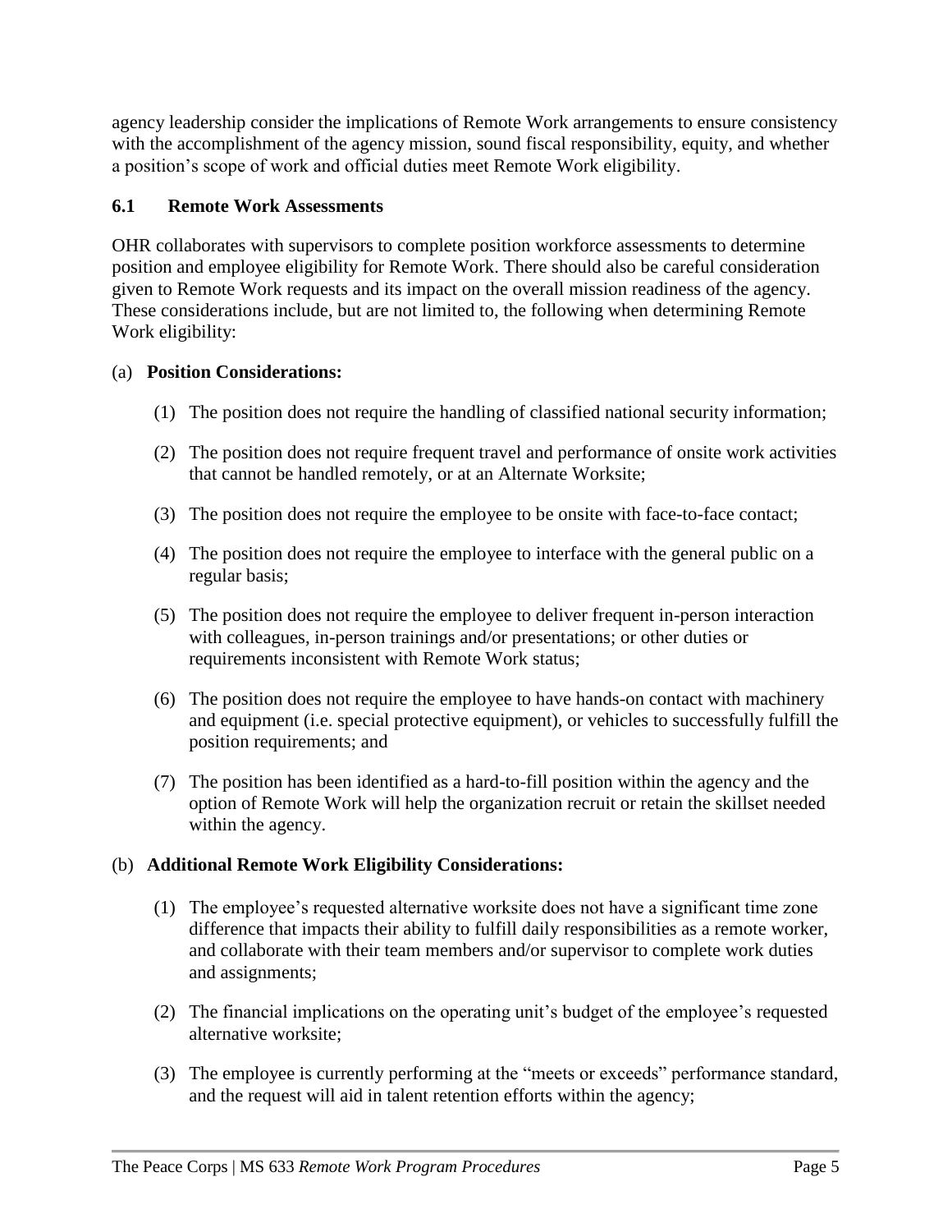agency leadership consider the implications of Remote Work arrangements to ensure consistency with the accomplishment of the agency mission, sound fiscal responsibility, equity, and whether a position's scope of work and official duties meet Remote Work eligibility.

### 6.1 Remote Work Assessments

OHR collaborates with supervisors to complete position workforce assessments to determine position and employee eligibility for Remote Work. There should also be careful consideration given to Remote Work requests and its impact on the overall mission readiness of the agency. These considerations include, but are not limited to, the following when determining Remote Work eligibility:

(a) **Position Considerations:**

(1) The position does not require the handling of classified national security information;

(2) The position does not require frequent travel and performance of onsite work activities that cannot be handled remotely, or at an Alternate Worksite;

(3) The position does not require the employee to be onsite with face-to-face contact;

(4) The position does not require the employee to interface with the general public on a regular basis;

(5) The position does not require the employee to deliver frequent in-person interaction with colleagues, in-person trainings and/or presentations; or other duties or requirements inconsistent with Remote Work status;

(6) The position does not require the employee to have hands-on contact with machinery and equipment (i.e. special protective equipment), or vehicles to successfully fulfill the position requirements; and

(7) The position has been identified as a hard-to-fill position within the agency and the option of Remote Work will help the organization recruit or retain the skillset needed within the agency.

(b) **Additional Remote Work Eligibility Considerations:**

(1) The employee's requested alternative worksite does not have a significant time zone difference that impacts their ability to fulfill daily responsibilities as a remote worker, and collaborate with their team members and/or supervisor to complete work duties and assignments;

(2) The financial implications on the operating unit's budget of the employee's requested alternative worksite;

(3) The employee is currently performing at the "meets or exceeds" performance standard, and the request will aid in talent retention efforts within the agency;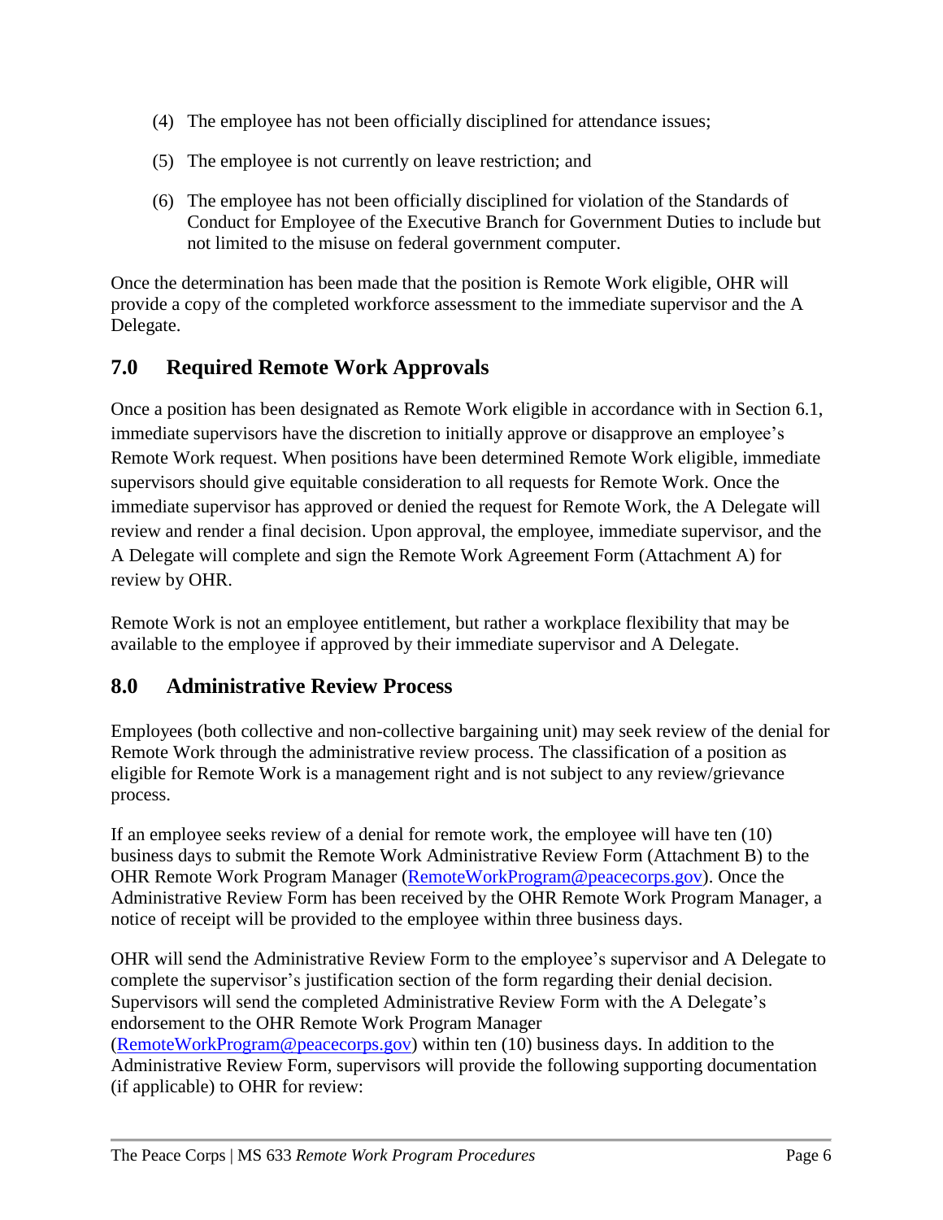(4) The employee has not been officially disciplined for attendance issues;

(5) The employee is not currently on leave restriction; and

(6) The employee has not been officially disciplined for violation of the Standards of Conduct for Employee of the Executive Branch for Government Duties to include but not limited to the misuse on federal government computer.

Once the determination has been made that the position is Remote Work eligible, OHR will provide a copy of the completed workforce assessment to the immediate supervisor and the A Delegate.

## 7.0 Required Remote Work Approvals

Once a position has been designated as Remote Work eligible in accordance with in Section 6.1, immediate supervisors have the discretion to initially approve or disapprove an employee's Remote Work request. When positions have been determined Remote Work eligible, immediate supervisors should give equitable consideration to all requests for Remote Work. Once the immediate supervisor has approved or denied the request for Remote Work, the A Delegate will review and render a final decision. Upon approval, the employee, immediate supervisor, and the A Delegate will complete and sign the Remote Work Agreement Form (Attachment A) for review by OHR.

Remote Work is not an employee entitlement, but rather a workplace flexibility that may be available to the employee if approved by their immediate supervisor and A Delegate.

## 8.0 Administrative Review Process

Employees (both collective and non-collective bargaining unit) may seek review of the denial for Remote Work through the administrative review process. The classification of a position as eligible for Remote Work is a management right and is not subject to any review/grievance process.

If an employee seeks review of a denial for remote work, the employee will have ten (10) business days to submit the Remote Work Administrative Review Form (Attachment B) to the OHR Remote Work Program Manager (RemoteWorkProgram@peacecorps.gov). Once the Administrative Review Form has been received by the OHR Remote Work Program Manager, a notice of receipt will be provided to the employee within three business days.

OHR will send the Administrative Review Form to the employee's supervisor and A Delegate to complete the supervisor's justification section of the form regarding their denial decision. Supervisors will send the completed Administrative Review Form with the A Delegate's endorsement to the OHR Remote Work Program Manager (RemoteWorkProgram@peacecorps.gov) within ten (10) business days. In addition to the Administrative Review Form, supervisors will provide the following supporting documentation (if applicable) to OHR for review: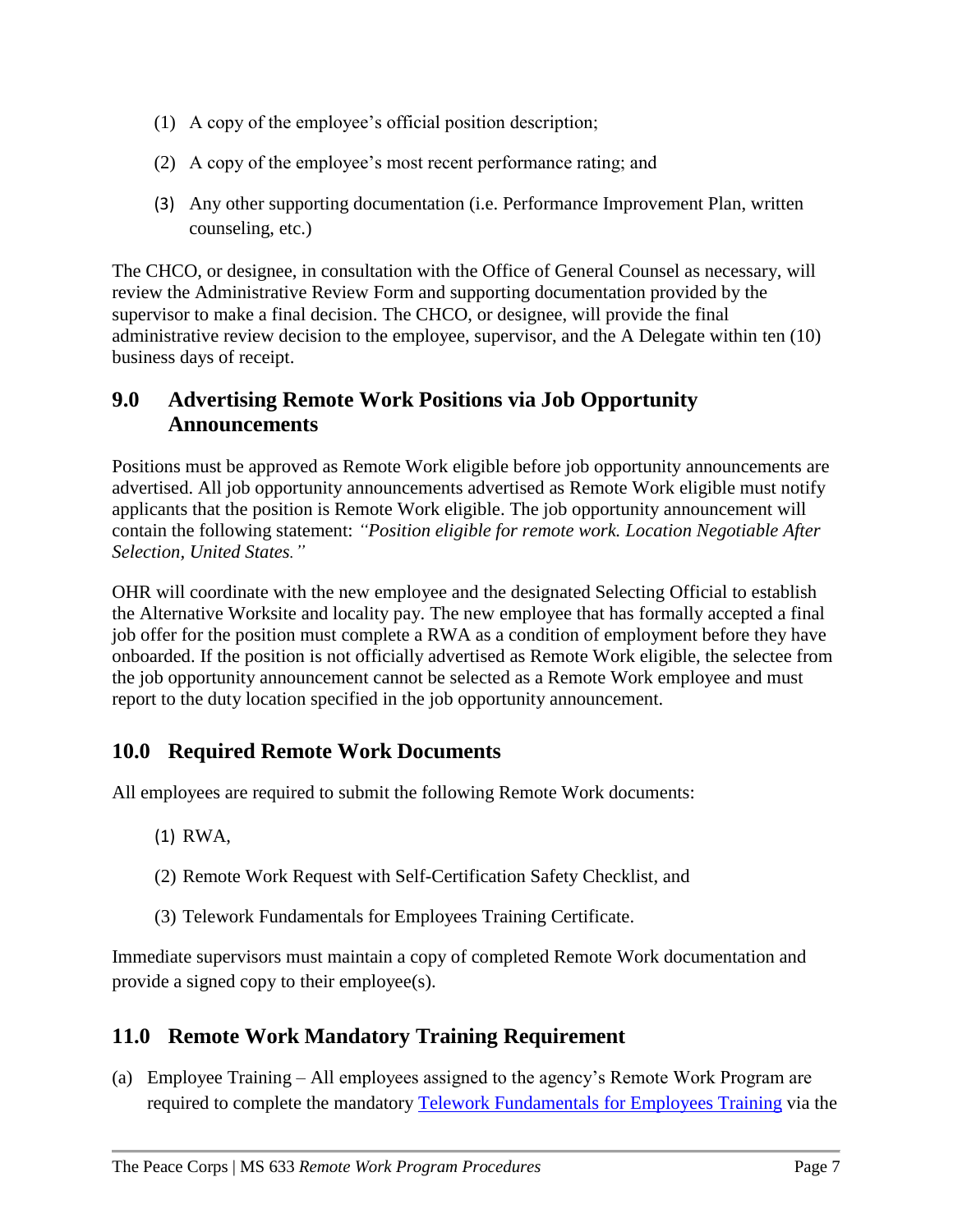(1) A copy of the employee's official position description;

(2) A copy of the employee's most recent performance rating; and

(3) Any other supporting documentation (i.e. Performance Improvement Plan, written counseling, etc.)

The CHCO, or designee, in consultation with the Office of General Counsel as necessary, will review the Administrative Review Form and supporting documentation provided by the supervisor to make a final decision. The CHCO, or designee, will provide the final administrative review decision to the employee, supervisor, and the A Delegate within ten (10) business days of receipt.

## 9.0 Advertising Remote Work Positions via Job Opportunity Announcements

Positions must be approved as Remote Work eligible before job opportunity announcements are advertised. All job opportunity announcements advertised as Remote Work eligible must notify applicants that the position is Remote Work eligible. The job opportunity announcement will contain the following statement: *"Position eligible for remote work. Location Negotiable After Selection, United States."*

OHR will coordinate with the new employee and the designated Selecting Official to establish the Alternative Worksite and locality pay. The new employee that has formally accepted a final job offer for the position must complete a RWA as a condition of employment before they have onboarded. If the position is not officially advertised as Remote Work eligible, the selectee from the job opportunity announcement cannot be selected as a Remote Work employee and must report to the duty location specified in the job opportunity announcement.

## 10.0 Required Remote Work Documents

All employees are required to submit the following Remote Work documents:

(1) RWA,

(2) Remote Work Request with Self-Certification Safety Checklist, and

(3) Telework Fundamentals for Employees Training Certificate.

Immediate supervisors must maintain a copy of completed Remote Work documentation and provide a signed copy to their employee(s).

## 11.0 Remote Work Mandatory Training Requirement

(a) Employee Training – All employees assigned to the agency's Remote Work Program are required to complete the mandatory Telework Fundamentals for Employees Training via the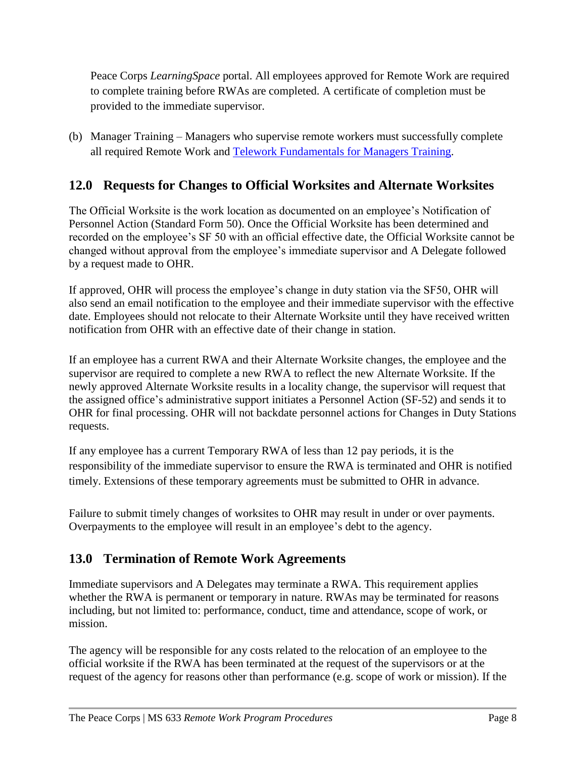Peace Corps *LearningSpace* portal. All employees approved for Remote Work are required to complete training before RWAs are completed. A certificate of completion must be provided to the immediate supervisor.

(b) Manager Training – Managers who supervise remote workers must successfully complete all required Remote Work and [Telework Fundamentals for Managers Training](Telework Fundamentals for Managers Training).

## 12.0 Requests for Changes to Official Worksites and Alternate Worksites

The Official Worksite is the work location as documented on an employee's Notification of Personnel Action (Standard Form 50). Once the Official Worksite has been determined and recorded on the employee's SF 50 with an official effective date, the Official Worksite cannot be changed without approval from the employee's immediate supervisor and A Delegate followed by a request made to OHR.

If approved, OHR will process the employee's change in duty station via the SF50, OHR will also send an email notification to the employee and their immediate supervisor with the effective date. Employees should not relocate to their Alternate Worksite until they have received written notification from OHR with an effective date of their change in station.

If an employee has a current RWA and their Alternate Worksite changes, the employee and the supervisor are required to complete a new RWA to reflect the new Alternate Worksite. If the newly approved Alternate Worksite results in a locality change, the supervisor will request that the assigned office's administrative support initiates a Personnel Action (SF-52) and sends it to OHR for final processing. OHR will not backdate personnel actions for Changes in Duty Stations requests.

If any employee has a current Temporary RWA of less than 12 pay periods, it is the responsibility of the immediate supervisor to ensure the RWA is terminated and OHR is notified timely. Extensions of these temporary agreements must be submitted to OHR in advance.

Failure to submit timely changes of worksites to OHR may result in under or over payments. Overpayments to the employee will result in an employee's debt to the agency.

## 13.0 Termination of Remote Work Agreements

Immediate supervisors and A Delegates may terminate a RWA. This requirement applies whether the RWA is permanent or temporary in nature. RWAs may be terminated for reasons including, but not limited to: performance, conduct, time and attendance, scope of work, or mission.

The agency will be responsible for any costs related to the relocation of an employee to the official worksite if the RWA has been terminated at the request of the supervisors or at the request of the agency for reasons other than performance (e.g. scope of work or mission). If the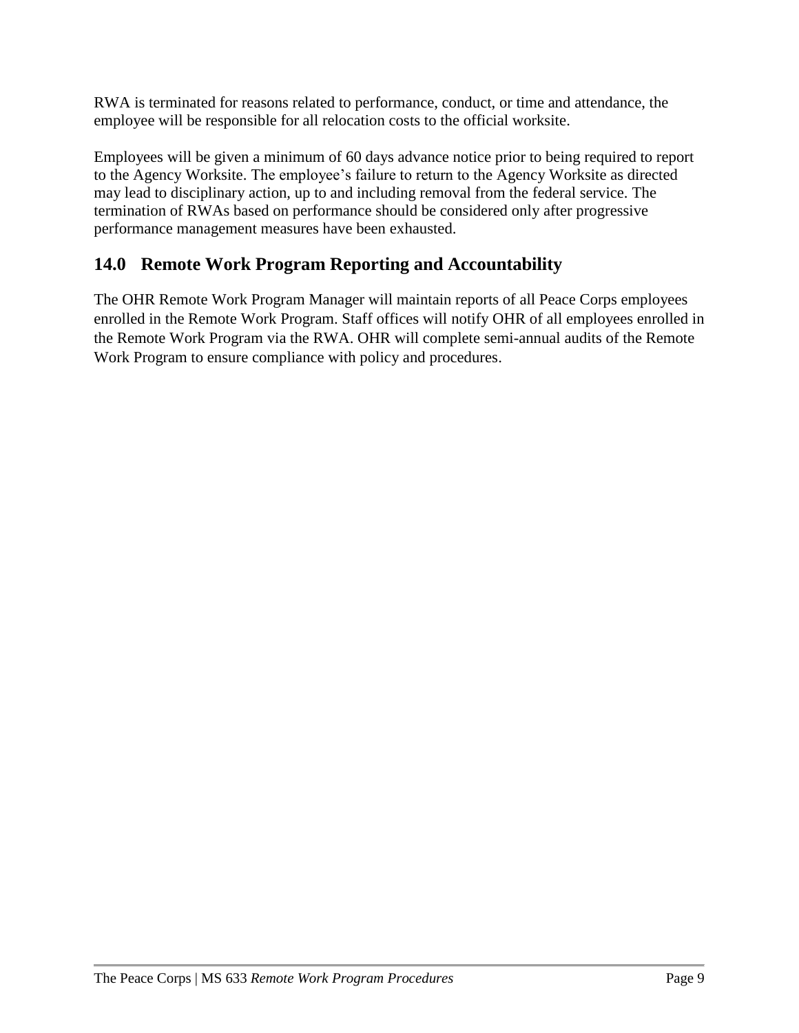RWA is terminated for reasons related to performance, conduct, or time and attendance, the employee will be responsible for all relocation costs to the official worksite.

Employees will be given a minimum of 60 days advance notice prior to being required to report to the Agency Worksite. The employee's failure to return to the Agency Worksite as directed may lead to disciplinary action, up to and including removal from the federal service. The termination of RWAs based on performance should be considered only after progressive performance management measures have been exhausted.

## 14.0 Remote Work Program Reporting and Accountability

The OHR Remote Work Program Manager will maintain reports of all Peace Corps employees enrolled in the Remote Work Program. Staff offices will notify OHR of all employees enrolled in the Remote Work Program via the RWA. OHR will complete semi-annual audits of the Remote Work Program to ensure compliance with policy and procedures.